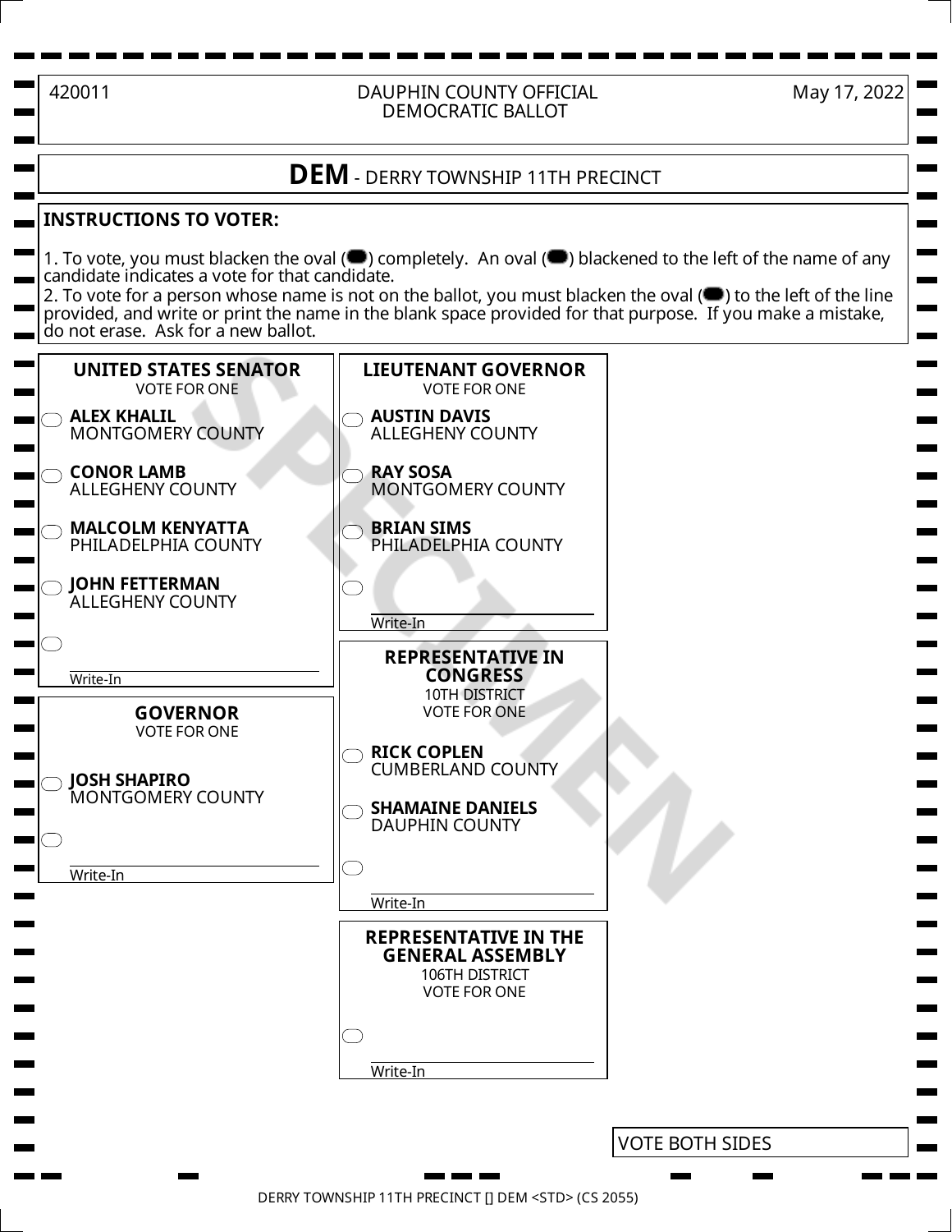420011

DAUPHIN COUNTY OFFICIAL
DEMOCRATIC BALLOT

May 17, 2022

# DEM - DERRY TOWNSHIP 11TH PRECINCT

**INSTRUCTIONS TO VOTER:**

1. To vote, you must blacken the oval (⬬) completely. An oval (⬬) blackened to the left of the name of any candidate indicates a vote for that candidate.
2. To vote for a person whose name is not on the ballot, you must blacken the oval (⬬) to the left of the line provided, and write or print the name in the blank space provided for that purpose. If you make a mistake, do not erase. Ask for a new ballot.

## UNITED STATES SENATOR
VOTE FOR ONE

- ⬭ **ALEX KHALIL**
  MONTGOMERY COUNTY
- ⬭ **CONOR LAMB**
  ALLEGHENY COUNTY
- ⬭ **MALCOLM KENYATTA**
  PHILADELPHIA COUNTY
- ⬭ **JOHN FETTERMAN**
  ALLEGHENY COUNTY
- ⬭ ____________________
  Write-In

## GOVERNOR
VOTE FOR ONE

- ⬭ **JOSH SHAPIRO**
  MONTGOMERY COUNTY
- ⬭ ____________________
  Write-In

## LIEUTENANT GOVERNOR
VOTE FOR ONE

- ⬭ **AUSTIN DAVIS**
  ALLEGHENY COUNTY
- ⬭ **RAY SOSA**
  MONTGOMERY COUNTY
- ⬭ **BRIAN SIMS**
  PHILADELPHIA COUNTY
- ⬭ ____________________
  Write-In

## REPRESENTATIVE IN CONGRESS
10TH DISTRICT
VOTE FOR ONE

- ⬭ **RICK COPLEN**
  CUMBERLAND COUNTY
- ⬭ **SHAMAINE DANIELS**
  DAUPHIN COUNTY
- ⬭ ____________________
  Write-In

## REPRESENTATIVE IN THE GENERAL ASSEMBLY
106TH DISTRICT
VOTE FOR ONE

- ⬭ ____________________
  Write-In

VOTE BOTH SIDES

DERRY TOWNSHIP 11TH PRECINCT [] DEM <STD> (CS 2055)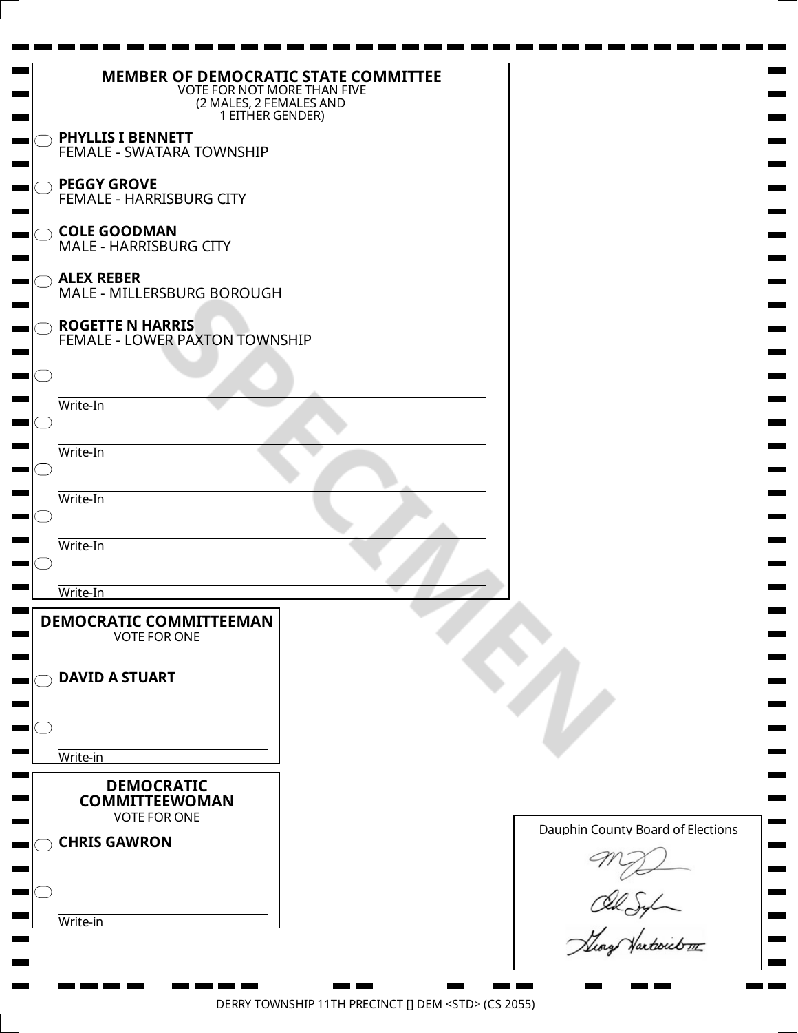## MEMBER OF DEMOCRATIC STATE COMMITTEE

VOTE FOR NOT MORE THAN FIVE
(2 MALES, 2 FEMALES AND
1 EITHER GENDER)

- **PHYLLIS I BENNETT**
  FEMALE - SWATARA TOWNSHIP
- **PEGGY GROVE**
  FEMALE - HARRISBURG CITY
- **COLE GOODMAN**
  MALE - HARRISBURG CITY
- **ALEX REBER**
  MALE - MILLERSBURG BOROUGH
- **ROGETTE N HARRIS**
  FEMALE - LOWER PAXTON TOWNSHIP
- Write-In
- Write-In
- Write-In
- Write-In
- Write-In

## DEMOCRATIC COMMITTEEMAN

VOTE FOR ONE

- **DAVID A STUART**
- Write-in

## DEMOCRATIC COMMITTEEWOMAN

VOTE FOR ONE

- **CHRIS GAWRON**
- Write-in

SPECIMEN

Dauphin County Board of Elections

DERRY TOWNSHIP 11TH PRECINCT [] DEM <STD> (CS 2055)